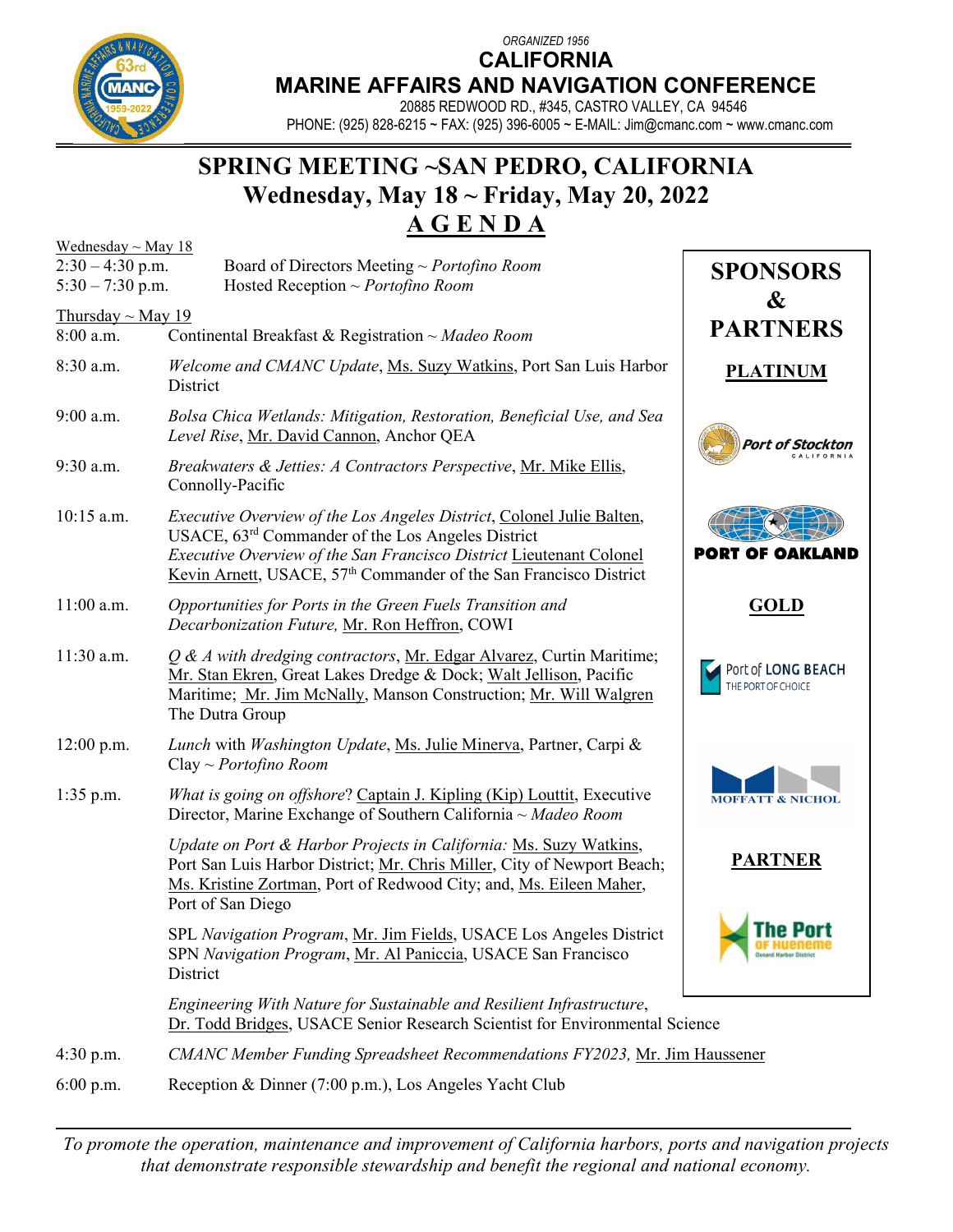ORGANIZED 1956

# CALIFORNIA MARINE AFFAIRS AND NAVIGATION CONFERENCE

20885 REDWOOD RD., #345, CASTRO VALLEY, CA 94546

PHONE: (925) 828-6215 ~ FAX: (925) 396-6005 ~ E-MAIL: Jim@cmanc.com ~ www.cmanc.com

## SPRING MEETING ~SAN PEDRO, CALIFORNIA

## Wednesday, May 18 ~ Friday, May 20, 2022

## AGENDA

Wednesday ~ May 18

2:30 – 4:30 p.m. Board of Directors Meeting ~ *Portofino Room*

5:30 – 7:30 p.m. Hosted Reception ~ *Portofino Room*

Thursday ~ May 19

8:00 a.m. Continental Breakfast & Registration ~ *Madeo Room*

8:30 a.m. *Welcome and CMANC Update*, Ms. Suzy Watkins, Port San Luis Harbor District

9:00 a.m. *Bolsa Chica Wetlands: Mitigation, Restoration, Beneficial Use, and Sea Level Rise*, Mr. David Cannon, Anchor QEA

9:30 a.m. *Breakwaters & Jetties: A Contractors Perspective*, Mr. Mike Ellis, Connolly-Pacific

10:15 a.m. *Executive Overview of the Los Angeles District*, Colonel Julie Balten, USACE, 63rd Commander of the Los Angeles District
*Executive Overview of the San Francisco District* Lieutenant Colonel Kevin Arnett, USACE, 57th Commander of the San Francisco District

11:00 a.m. *Opportunities for Ports in the Green Fuels Transition and Decarbonization Future,* Mr. Ron Heffron, COWI

11:30 a.m. *Q & A with dredging contractors*, Mr. Edgar Alvarez, Curtin Maritime; Mr. Stan Ekren, Great Lakes Dredge & Dock; Walt Jellison, Pacific Maritime; Mr. Jim McNally, Manson Construction; Mr. Will Walgren The Dutra Group

12:00 p.m. *Lunch* with *Washington Update*, Ms. Julie Minerva, Partner, Carpi & Clay ~ *Portofino Room*

1:35 p.m. *What is going on offshore*? Captain J. Kipling (Kip) Louttit, Executive Director, Marine Exchange of Southern California ~ *Madeo Room*

*Update on Port & Harbor Projects in California:* Ms. Suzy Watkins, Port San Luis Harbor District; Mr. Chris Miller, City of Newport Beach; Ms. Kristine Zortman, Port of Redwood City; and, Ms. Eileen Maher, Port of San Diego

SPL *Navigation Program*, Mr. Jim Fields, USACE Los Angeles District
SPN *Navigation Program*, Mr. Al Paniccia, USACE San Francisco District

*Engineering With Nature for Sustainable and Resilient Infrastructure*, Dr. Todd Bridges, USACE Senior Research Scientist for Environmental Science

4:30 p.m. *CMANC Member Funding Spreadsheet Recommendations FY2023,* Mr. Jim Haussener

6:00 p.m. Reception & Dinner (7:00 p.m.), Los Angeles Yacht Club

### SPONSORS & PARTNERS

**PLATINUM**

Port of Stockton

PORT OF OAKLAND

**GOLD**

Port of LONG BEACH – THE PORT OF CHOICE

MOFFATT & NICHOL

**PARTNER**

The Port of Hueneme – Oxnard Harbor District

*To promote the operation, maintenance and improvement of California harbors, ports and navigation projects that demonstrate responsible stewardship and benefit the regional and national economy.*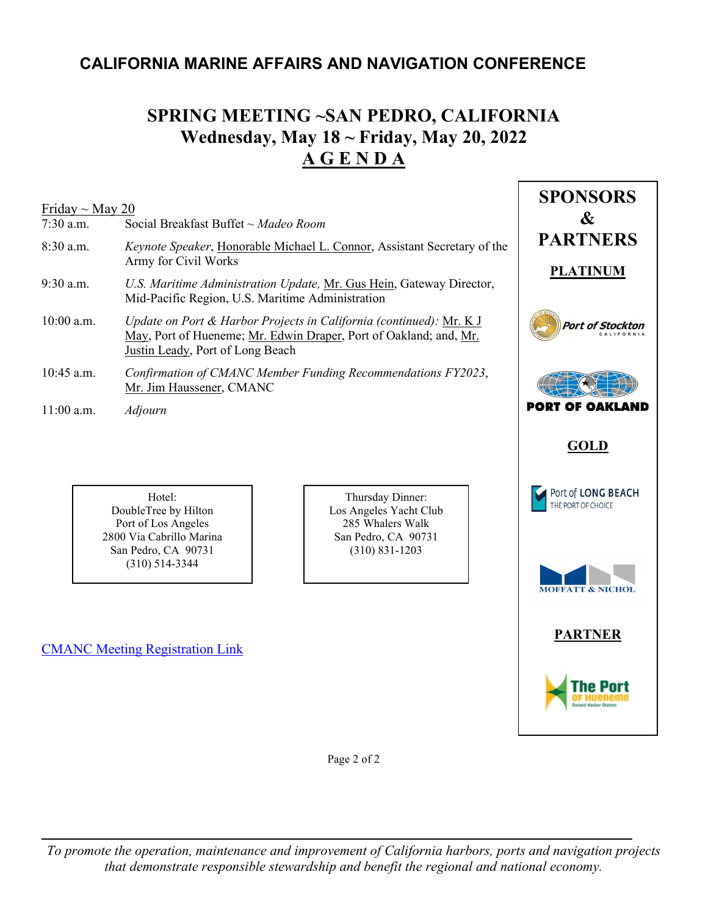## CALIFORNIA MARINE AFFAIRS AND NAVIGATION CONFERENCE

# SPRING MEETING ~SAN PEDRO, CALIFORNIA
## Wednesday, May 18 ~ Friday, May 20, 2022
## A G E N D A

Friday ~ May 20

| | |
|---|---|
| 7:30 a.m. | Social Breakfast Buffet ~ *Madeo Room* |
| 8:30 a.m. | *Keynote Speaker*, Honorable Michael L. Connor, Assistant Secretary of the Army for Civil Works |
| 9:30 a.m. | *U.S. Maritime Administration Update,* Mr. Gus Hein, Gateway Director, Mid-Pacific Region, U.S. Maritime Administration |
| 10:00 a.m. | *Update on Port & Harbor Projects in California (continued):* Mr. K J May, Port of Hueneme; Mr. Edwin Draper, Port of Oakland; and, Mr. Justin Leady, Port of Long Beach |
| 10:45 a.m. | *Confirmation of CMANC Member Funding Recommendations FY2023*, Mr. Jim Haussener, CMANC |
| 11:00 a.m. | *Adjourn* |

Hotel:
DoubleTree by Hilton
Port of Los Angeles
2800 Via Cabrillo Marina
San Pedro, CA 90731
(310) 514-3344

Thursday Dinner:
Los Angeles Yacht Club
285 Whalers Walk
San Pedro, CA 90731
(310) 831-1203

CMANC Meeting Registration Link

**SPONSORS & PARTNERS**

**PLATINUM**

Port of Stockton CALIFORNIA

PORT OF OAKLAND

**GOLD**

Port of LONG BEACH THE PORT OF CHOICE

MOFFATT & NICHOL

**PARTNER**

The Port of Hueneme Oxnard Harbor District

*To promote the operation, maintenance and improvement of California harbors, ports and navigation projects that demonstrate responsible stewardship and benefit the regional and national economy.*